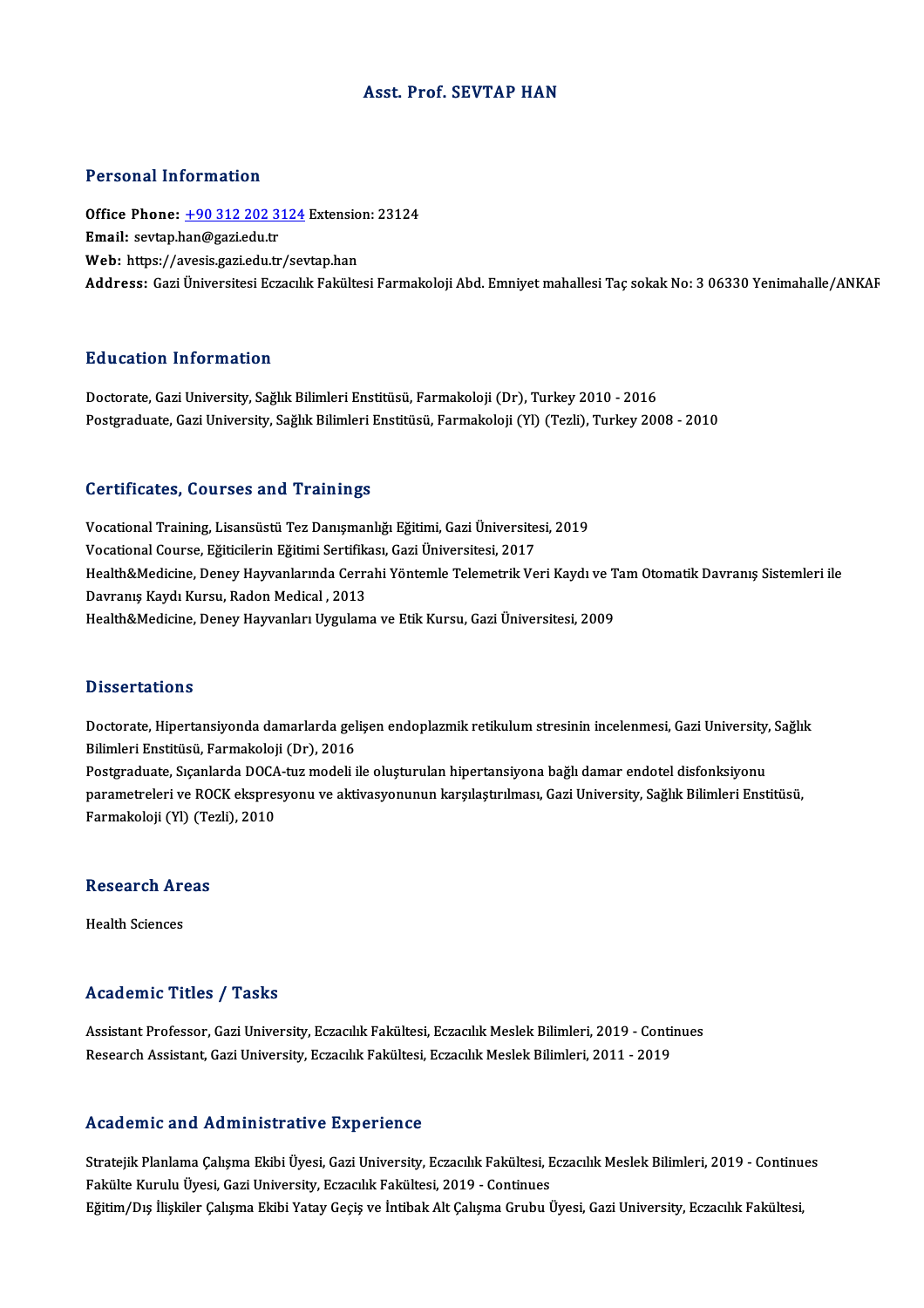# Asst. Prof. SEVTAP HAN

## Personal Information

**Office Phone:** +90 312 202 3124 Extension: 23124
**Email:** sevtap.han@gazi.edu.tr
**Web:** https://avesis.gazi.edu.tr/sevtap.han
**Address:** Gazi Üniversitesi Eczacılık Fakültesi Farmakoloji Abd. Emniyet mahallesi Taç sokak No: 3 06330 Yenimahalle/ANKAR

## Education Information

Doctorate, Gazi University, Sağlık Bilimleri Enstitüsü, Farmakoloji (Dr), Turkey 2010 - 2016
Postgraduate, Gazi University, Sağlık Bilimleri Enstitüsü, Farmakoloji (Yl) (Tezli), Turkey 2008 - 2010

## Certificates, Courses and Trainings

Vocational Training, Lisansüstü Tez Danışmanlığı Eğitimi, Gazi Üniversitesi, 2019
Vocational Course, Eğiticilerin Eğitimi Sertifikası, Gazi Üniversitesi, 2017
Health&Medicine, Deney Hayvanlarında Cerrahi Yöntemle Telemetrik Veri Kaydı ve Tam Otomatik Davranış Sistemleri ile Davranış Kaydı Kursu, Radon Medical , 2013
Health&Medicine, Deney Hayvanları Uygulama ve Etik Kursu, Gazi Üniversitesi, 2009

## Dissertations

Doctorate, Hipertansiyonda damarlarda gelişen endoplazmik retikulum stresinin incelenmesi, Gazi University, Sağlık Bilimleri Enstitüsü, Farmakoloji (Dr), 2016
Postgraduate, Sıçanlarda DOCA-tuz modeli ile oluşturulan hipertansiyona bağlı damar endotel disfonksiyonu parametreleri ve ROCK ekspresyonu ve aktivasyonunun karşılaştırılması, Gazi University, Sağlık Bilimleri Enstitüsü, Farmakoloji (Yl) (Tezli), 2010

## Research Areas

Health Sciences

## Academic Titles / Tasks

Assistant Professor, Gazi University, Eczacılık Fakültesi, Eczacılık Meslek Bilimleri, 2019 - Continues
Research Assistant, Gazi University, Eczacılık Fakültesi, Eczacılık Meslek Bilimleri, 2011 - 2019

## Academic and Administrative Experience

Stratejik Planlama Çalışma Ekibi Üyesi, Gazi University, Eczacılık Fakültesi, Eczacılık Meslek Bilimleri, 2019 - Continues
Fakülte Kurulu Üyesi, Gazi University, Eczacılık Fakültesi, 2019 - Continues
Eğitim/Dış İlişkiler Çalışma Ekibi Yatay Geçiş ve İntibak Alt Çalışma Grubu Üyesi, Gazi University, Eczacılık Fakültesi,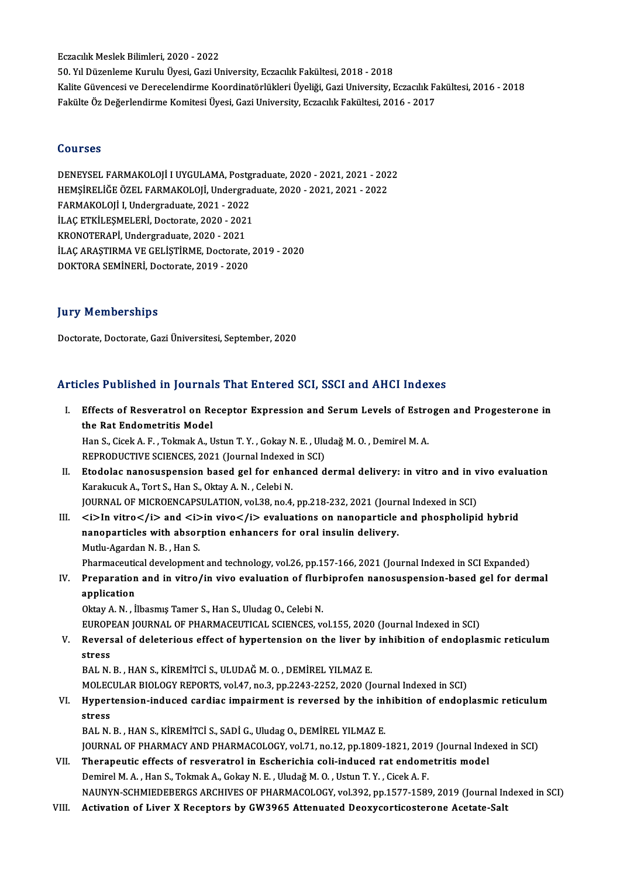Eczacılık Meslek Bilimleri, 2020 - 2022
50. Yıl Düzenleme Kurulu Üyesi, Gazi University, Eczacılık Fakültesi, 2018 - 2018
Kalite Güvencesi ve Derecelendirme Koordinatörlükleri Üyeliği, Gazi University, Eczacılık Fakültesi, 2016 - 2018
Fakülte Öz Değerlendirme Komitesi Üyesi, Gazi University, Eczacılık Fakültesi, 2016 - 2017

## Courses

DENEYSEL FARMAKOLOJİ I UYGULAMA, Postgraduate, 2020 - 2021, 2021 - 2022
HEMŞİRELİĞE ÖZEL FARMAKOLOJİ, Undergraduate, 2020 - 2021, 2021 - 2022
FARMAKOLOJİ I, Undergraduate, 2021 - 2022
İLAÇ ETKİLEŞMELERİ, Doctorate, 2020 - 2021
KRONOTERAPİ, Undergraduate, 2020 - 2021
İLAÇ ARAŞTIRMA VE GELİŞTİRME, Doctorate, 2019 - 2020
DOKTORA SEMİNERİ, Doctorate, 2019 - 2020

## Jury Memberships

Doctorate, Doctorate, Gazi Üniversitesi, September, 2020

## Articles Published in Journals That Entered SCI, SSCI and AHCI Indexes

I. **Effects of Resveratrol on Receptor Expression and Serum Levels of Estrogen and Progesterone in the Rat Endometritis Model**
Han S., Cicek A. F. , Tokmak A., Ustun T. Y. , Gokay N. E. , Uludağ M. O. , Demirel M. A.
REPRODUCTIVE SCIENCES, 2021 (Journal Indexed in SCI)

II. **Etodolac nanosuspension based gel for enhanced dermal delivery: in vitro and in vivo evaluation**
Karakucuk A., Tort S., Han S., Oktay A. N. , Celebi N.
JOURNAL OF MICROENCAPSULATION, vol.38, no.4, pp.218-232, 2021 (Journal Indexed in SCI)

III. **<i>In vitro</i> and <i>in vivo</i> evaluations on nanoparticle and phospholipid hybrid nanoparticles with absorption enhancers for oral insulin delivery.**
Mutlu-Agardan N. B. , Han S.
Pharmaceutical development and technology, vol.26, pp.157-166, 2021 (Journal Indexed in SCI Expanded)

IV. **Preparation and in vitro/in vivo evaluation of flurbiprofen nanosuspension-based gel for dermal application**
Oktay A. N. , İlbasmış Tamer S., Han S., Uludag O., Celebi N.
EUROPEAN JOURNAL OF PHARMACEUTICAL SCIENCES, vol.155, 2020 (Journal Indexed in SCI)

V. **Reversal of deleterious effect of hypertension on the liver by inhibition of endoplasmic reticulum stress**
BAL N. B. , HAN S., KİREMİTCİ S., ULUDAĞ M. O. , DEMİREL YILMAZ E.
MOLECULAR BIOLOGY REPORTS, vol.47, no.3, pp.2243-2252, 2020 (Journal Indexed in SCI)

VI. **Hypertension-induced cardiac impairment is reversed by the inhibition of endoplasmic reticulum stress**
BAL N. B. , HAN S., KİREMİTCİ S., SADİ G., Uludag O., DEMİREL YILMAZ E.
JOURNAL OF PHARMACY AND PHARMACOLOGY, vol.71, no.12, pp.1809-1821, 2019 (Journal Indexed in SCI)

VII. **Therapeutic effects of resveratrol in Escherichia coli-induced rat endometritis model**
Demirel M. A. , Han S., Tokmak A., Gokay N. E. , Uludağ M. O. , Ustun T. Y. , Cicek A. F.
NAUNYN-SCHMIEDEBERGS ARCHIVES OF PHARMACOLOGY, vol.392, pp.1577-1589, 2019 (Journal Indexed in SCI)

VIII. **Activation of Liver X Receptors by GW3965 Attenuated Deoxycorticosterone Acetate-Salt**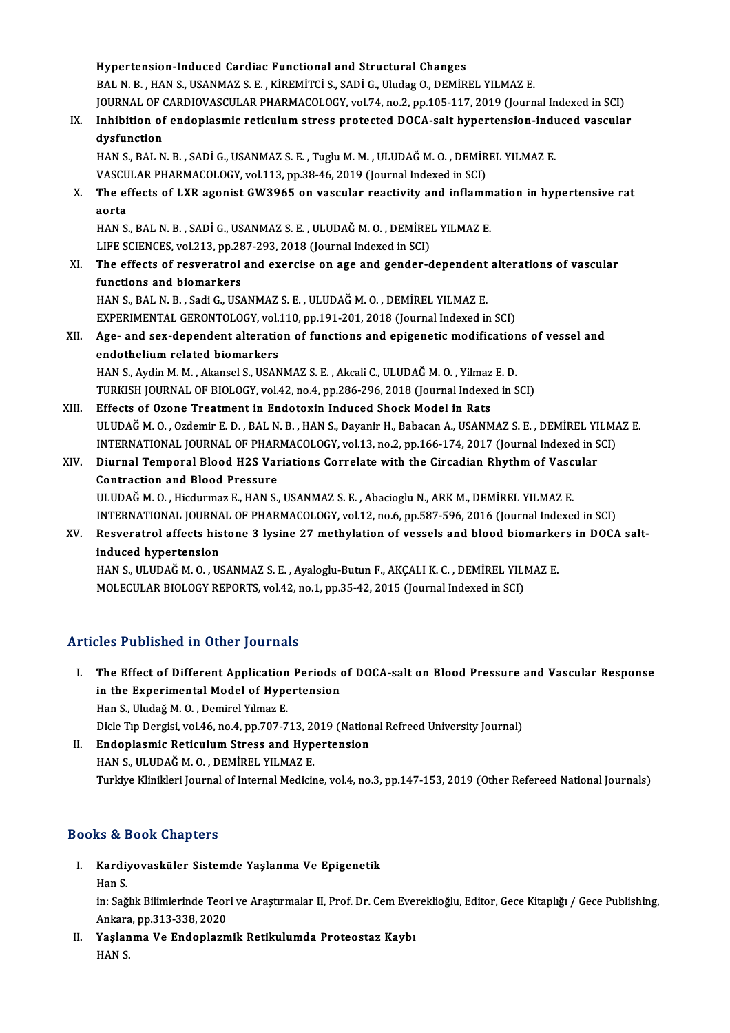Hypertension-Induced Cardiac Functional and Structural Changes
BAL N. B. , HAN S., USANMAZ S. E. , KİREMİTCİ S., SADİ G., Uludag O., DEMİREL YILMAZ E.
JOURNAL OF CARDIOVASCULAR PHARMACOLOGY, vol.74, no.2, pp.105-117, 2019 (Journal Indexed in SCI)

IX. **Inhibition of endoplasmic reticulum stress protected DOCA-salt hypertension-induced vascular dysfunction**
HAN S., BAL N. B. , SADİ G., USANMAZ S. E. , Tuglu M. M. , ULUDAĞ M. O. , DEMİREL YILMAZ E.
VASCULAR PHARMACOLOGY, vol.113, pp.38-46, 2019 (Journal Indexed in SCI)

X. **The effects of LXR agonist GW3965 on vascular reactivity and inflammation in hypertensive rat aorta**
HAN S., BAL N. B. , SADİ G., USANMAZ S. E. , ULUDAĞ M. O. , DEMİREL YILMAZ E.
LIFE SCIENCES, vol.213, pp.287-293, 2018 (Journal Indexed in SCI)

XI. **The effects of resveratrol and exercise on age and gender-dependent alterations of vascular functions and biomarkers**
HAN S., BAL N. B. , Sadi G., USANMAZ S. E. , ULUDAĞ M. O. , DEMİREL YILMAZ E.
EXPERIMENTAL GERONTOLOGY, vol.110, pp.191-201, 2018 (Journal Indexed in SCI)

XII. **Age- and sex-dependent alteration of functions and epigenetic modifications of vessel and endothelium related biomarkers**
HAN S., Aydin M. M. , Akansel S., USANMAZ S. E. , Akcali C., ULUDAĞ M. O. , Yilmaz E. D.
TURKISH JOURNAL OF BIOLOGY, vol.42, no.4, pp.286-296, 2018 (Journal Indexed in SCI)

XIII. **Effects of Ozone Treatment in Endotoxin Induced Shock Model in Rats**
ULUDAĞ M. O. , Ozdemir E. D. , BAL N. B. , HAN S., Dayanir H., Babacan A., USANMAZ S. E. , DEMİREL YILMAZ E.
INTERNATIONAL JOURNAL OF PHARMACOLOGY, vol.13, no.2, pp.166-174, 2017 (Journal Indexed in SCI)

XIV. **Diurnal Temporal Blood H2S Variations Correlate with the Circadian Rhythm of Vascular Contraction and Blood Pressure**
ULUDAĞ M. O. , Hicdurmaz E., HAN S., USANMAZ S. E. , Abacioglu N., ARK M., DEMİREL YILMAZ E.
INTERNATIONAL JOURNAL OF PHARMACOLOGY, vol.12, no.6, pp.587-596, 2016 (Journal Indexed in SCI)

XV. **Resveratrol affects histone 3 lysine 27 methylation of vessels and blood biomarkers in DOCA salt-induced hypertension**
HAN S., ULUDAĞ M. O. , USANMAZ S. E. , Ayaloglu-Butun F., AKÇALI K. C. , DEMİREL YILMAZ E.
MOLECULAR BIOLOGY REPORTS, vol.42, no.1, pp.35-42, 2015 (Journal Indexed in SCI)

## Articles Published in Other Journals

I. **The Effect of Different Application Periods of DOCA-salt on Blood Pressure and Vascular Response in the Experimental Model of Hypertension**
Han S., Uludağ M. O. , Demirel Yılmaz E.
Dicle Tıp Dergisi, vol.46, no.4, pp.707-713, 2019 (National Refreed University Journal)

II. **Endoplasmic Reticulum Stress and Hypertension**
HAN S., ULUDAĞ M. O. , DEMİREL YILMAZ E.
Turkiye Klinikleri Journal of Internal Medicine, vol.4, no.3, pp.147-153, 2019 (Other Refereed National Journals)

## Books & Book Chapters

I. **Kardiyovasküler Sistemde Yaşlanma Ve Epigenetik**
Han S.
in: Sağlık Bilimlerinde Teori ve Araştırmalar II, Prof. Dr. Cem Evereklioğlu, Editor, Gece Kitaplığı / Gece Publishing, Ankara, pp.313-338, 2020

II. **Yaşlanma Ve Endoplazmik Retikulumda Proteostaz Kaybı**
HAN S.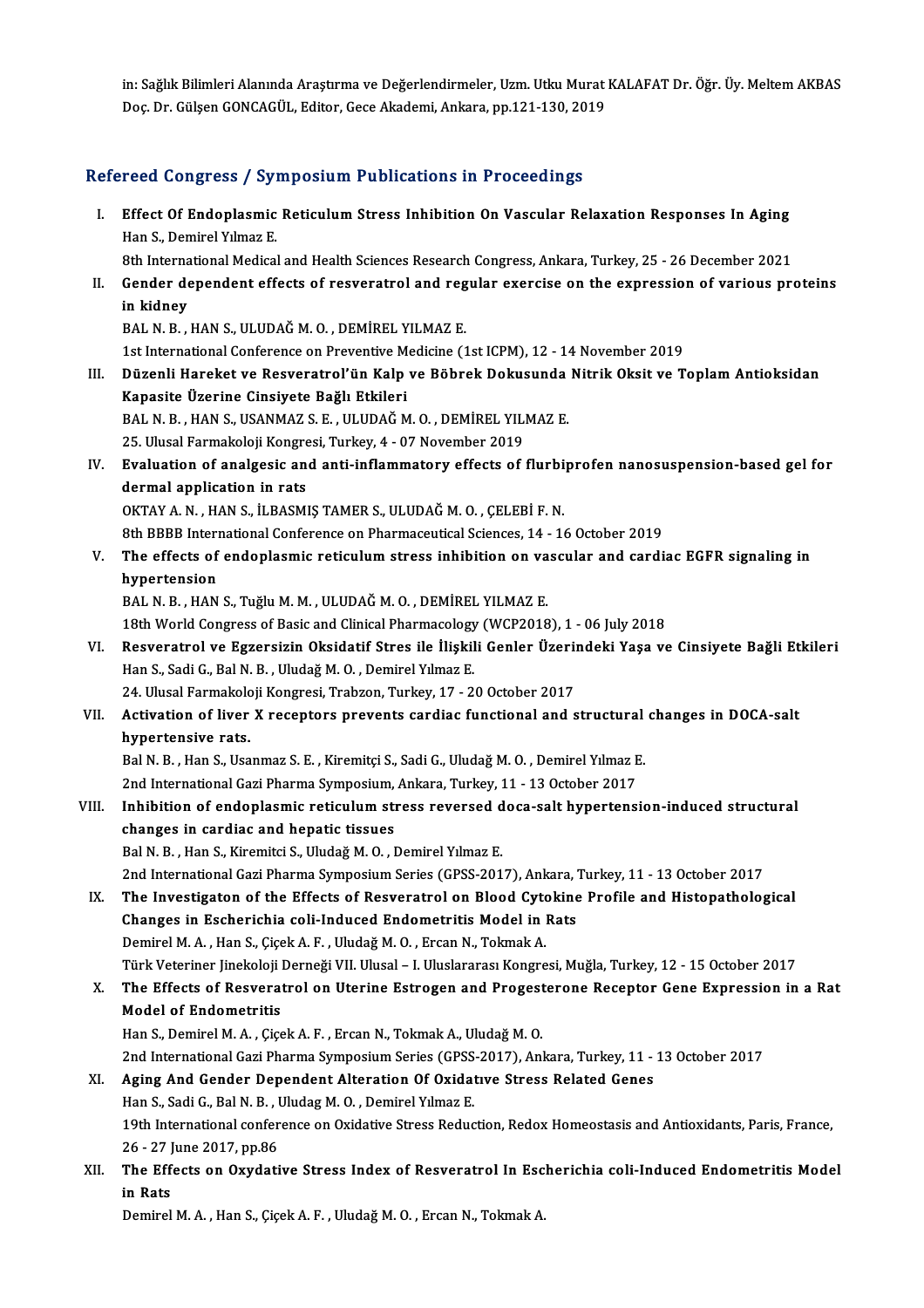in: Sağlık Bilimleri Alanında Araştırma ve Değerlendirmeler, Uzm. Utku Murat KALAFAT Dr. Öğr. Üy. Meltem AKBAS Doç. Dr. Gülşen GONCAGÜL, Editor, Gece Akademi, Ankara, pp.121-130, 2019

## Refereed Congress / Symposium Publications in Proceedings

I. **Effect Of Endoplasmic Reticulum Stress Inhibition On Vascular Relaxation Responses In Aging**
Han S., Demirel Yılmaz E.
8th International Medical and Health Sciences Research Congress, Ankara, Turkey, 25 - 26 December 2021

II. **Gender dependent effects of resveratrol and regular exercise on the expression of various proteins in kidney**
BAL N. B. , HAN S., ULUDAĞ M. O. , DEMİREL YILMAZ E.
1st International Conference on Preventive Medicine (1st ICPM), 12 - 14 November 2019

III. **Düzenli Hareket ve Resveratrol'ün Kalp ve Böbrek Dokusunda Nitrik Oksit ve Toplam Antioksidan Kapasite Üzerine Cinsiyete Bağlı Etkileri**
BAL N. B. , HAN S., USANMAZ S. E. , ULUDAĞ M. O. , DEMİREL YILMAZ E.
25. Ulusal Farmakoloji Kongresi, Turkey, 4 - 07 November 2019

IV. **Evaluation of analgesic and anti-inflammatory effects of flurbiprofen nanosuspension-based gel for dermal application in rats**
OKTAY A. N. , HAN S., İLBASMIŞ TAMER S., ULUDAĞ M. O. , ÇELEBİ F. N.
8th BBBB International Conference on Pharmaceutical Sciences, 14 - 16 October 2019

V. **The effects of endoplasmic reticulum stress inhibition on vascular and cardiac EGFR signaling in hypertension**
BAL N. B. , HAN S., Tuğlu M. M. , ULUDAĞ M. O. , DEMİREL YILMAZ E.
18th World Congress of Basic and Clinical Pharmacology (WCP2018), 1 - 06 July 2018

VI. **Resveratrol ve Egzersizin Oksidatif Stres ile İlişkili Genler Üzerindeki Yaşa ve Cinsiyete Bağlı Etkileri**
Han S., Sadi G., Bal N. B. , Uludağ M. O. , Demirel Yılmaz E.
24. Ulusal Farmakoloji Kongresi, Trabzon, Turkey, 17 - 20 October 2017

VII. **Activation of liver X receptors prevents cardiac functional and structural changes in DOCA-salt hypertensive rats.**
Bal N. B. , Han S., Usanmaz S. E. , Kiremitçi S., Sadi G., Uludağ M. O. , Demirel Yılmaz E.
2nd International Gazi Pharma Symposium, Ankara, Turkey, 11 - 13 October 2017

VIII. **Inhibition of endoplasmic reticulum stress reversed doca-salt hypertension-induced structural changes in cardiac and hepatic tissues**
Bal N. B. , Han S., Kiremitci S., Uludağ M. O. , Demirel Yılmaz E.
2nd International Gazi Pharma Symposium Series (GPSS-2017), Ankara, Turkey, 11 - 13 October 2017

IX. **The Investigaton of the Effects of Resveratrol on Blood Cytokine Profile and Histopathological Changes in Escherichia coli-Induced Endometritis Model in Rats**
Demirel M. A. , Han S., Çiçek A. F. , Uludağ M. O. , Ercan N., Tokmak A.
Türk Veteriner Jinekoloji Derneği VII. Ulusal – I. Uluslararası Kongresi, Muğla, Turkey, 12 - 15 October 2017

X. **The Effects of Resveratrol on Uterine Estrogen and Progesterone Receptor Gene Expression in a Rat Model of Endometritis**
Han S., Demirel M. A. , Çiçek A. F. , Ercan N., Tokmak A., Uludağ M. O.
2nd International Gazi Pharma Symposium Series (GPSS-2017), Ankara, Turkey, 11 - 13 October 2017

XI. **Aging And Gender Dependent Alteration Of Oxidative Stress Related Genes**
Han S., Sadi G., Bal N. B. , Uludag M. O. , Demirel Yılmaz E.
19th International conference on Oxidative Stress Reduction, Redox Homeostasis and Antioxidants, Paris, France, 26 - 27 June 2017, pp.86

XII. **The Effects on Oxydative Stress Index of Resveratrol In Escherichia coli-Induced Endometritis Model in Rats**
Demirel M. A. , Han S., Çiçek A. F. , Uludağ M. O. , Ercan N., Tokmak A.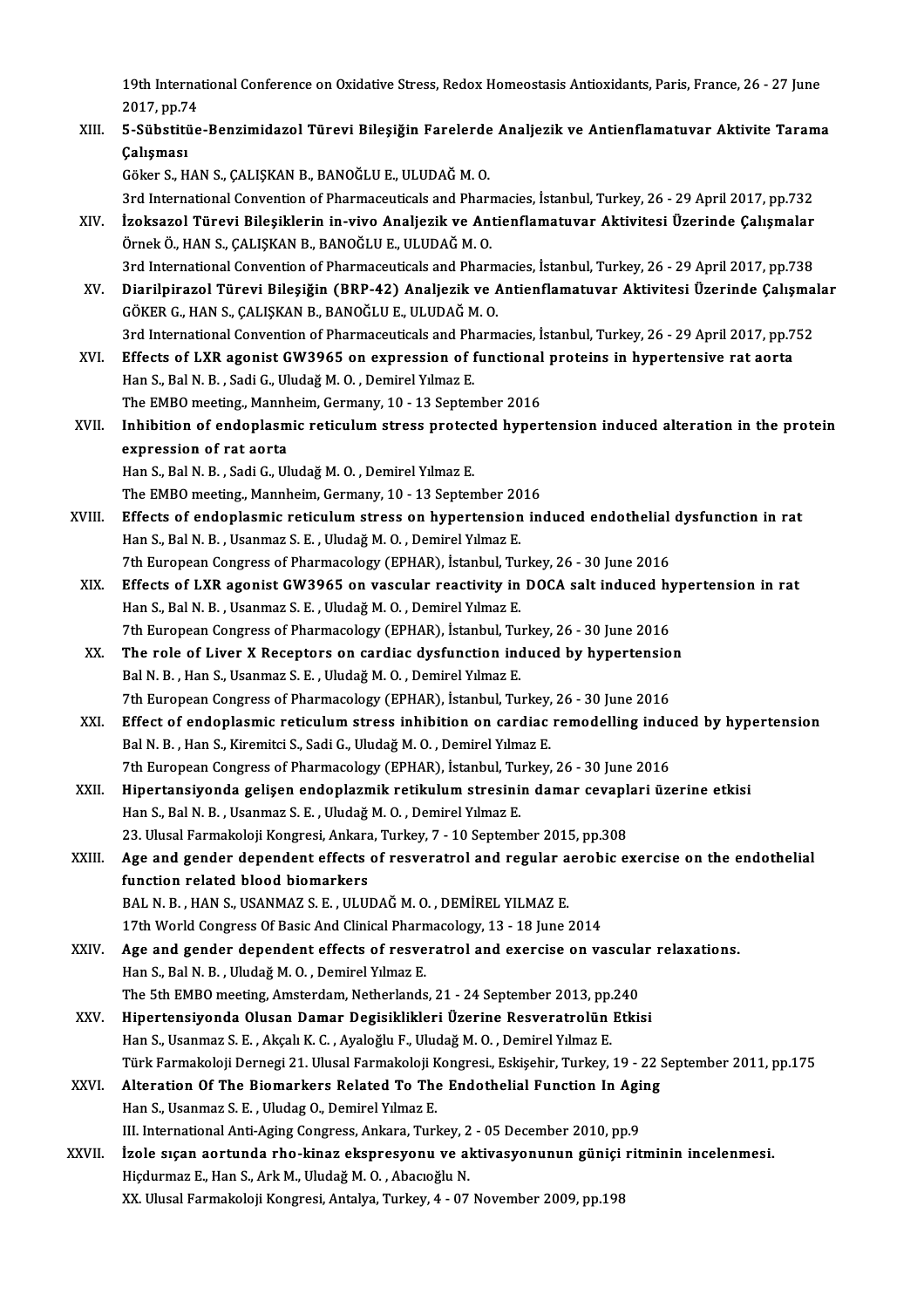19th International Conference on Oxidative Stress, Redox Homeostasis Antioxidants, Paris, France, 26 - 27 June 2017, pp.74

XIII. **5-Sübstitüe-Benzimidazol Türevi Bileşiğin Farelerde Analjezik ve Antienflamatuvar Aktivite Tarama Çalışması**
Göker S., HAN S., ÇALIŞKAN B., BANOĞLU E., ULUDAĞ M. O.
3rd International Convention of Pharmaceuticals and Pharmacies, İstanbul, Turkey, 26 - 29 April 2017, pp.732

XIV. **İzoksazol Türevi Bileşiklerin in-vivo Analjezik ve Antienflamatuvar Aktivitesi Üzerinde Çalışmalar**
Örnek Ö., HAN S., ÇALIŞKAN B., BANOĞLU E., ULUDAĞ M. O.
3rd International Convention of Pharmaceuticals and Pharmacies, İstanbul, Turkey, 26 - 29 April 2017, pp.738

XV. **Diarilpirazol Türevi Bileşiğin (BRP-42) Analjezik ve Antienflamatuvar Aktivitesi Üzerinde Çalışmalar**
GÖKER G., HAN S., ÇALIŞKAN B., BANOĞLU E., ULUDAĞ M. O.
3rd International Convention of Pharmaceuticals and Pharmacies, İstanbul, Turkey, 26 - 29 April 2017, pp.752

XVI. **Effects of LXR agonist GW3965 on expression of functional proteins in hypertensive rat aorta**
Han S., Bal N. B. , Sadi G., Uludağ M. O. , Demirel Yılmaz E.
The EMBO meeting., Mannheim, Germany, 10 - 13 September 2016

XVII. **Inhibition of endoplasmic reticulum stress protected hypertension induced alteration in the protein expression of rat aorta**
Han S., Bal N. B. , Sadi G., Uludağ M. O. , Demirel Yılmaz E.
The EMBO meeting., Mannheim, Germany, 10 - 13 September 2016

XVIII. **Effects of endoplasmic reticulum stress on hypertension induced endothelial dysfunction in rat**
Han S., Bal N. B. , Usanmaz S. E. , Uludağ M. O. , Demirel Yılmaz E.
7th European Congress of Pharmacology (EPHAR), İstanbul, Turkey, 26 - 30 June 2016

XIX. **Effects of LXR agonist GW3965 on vascular reactivity in DOCA salt induced hypertension in rat**
Han S., Bal N. B. , Usanmaz S. E. , Uludağ M. O. , Demirel Yılmaz E.
7th European Congress of Pharmacology (EPHAR), İstanbul, Turkey, 26 - 30 June 2016

XX. **The role of Liver X Receptors on cardiac dysfunction induced by hypertension**
Bal N. B. , Han S., Usanmaz S. E. , Uludağ M. O. , Demirel Yılmaz E.
7th European Congress of Pharmacology (EPHAR), İstanbul, Turkey, 26 - 30 June 2016

XXI. **Effect of endoplasmic reticulum stress inhibition on cardiac remodelling induced by hypertension**
Bal N. B. , Han S., Kiremitci S., Sadi G., Uludağ M. O. , Demirel Yılmaz E.
7th European Congress of Pharmacology (EPHAR), İstanbul, Turkey, 26 - 30 June 2016

XXII. **Hipertansiyonda gelişen endoplazmik retikulum stresinin damar cevapları üzerine etkisi**
Han S., Bal N. B. , Usanmaz S. E. , Uludağ M. O. , Demirel Yılmaz E.
23. Ulusal Farmakoloji Kongresi, Ankara, Turkey, 7 - 10 September 2015, pp.308

XXIII. **Age and gender dependent effects of resveratrol and regular aerobic exercise on the endothelial function related blood biomarkers**
BAL N. B. , HAN S., USANMAZ S. E. , ULUDAĞ M. O. , DEMİREL YILMAZ E.
17th World Congress Of Basic And Clinical Pharmacology, 13 - 18 June 2014

XXIV. **Age and gender dependent effects of resveratrol and exercise on vascular relaxations.**
Han S., Bal N. B. , Uludağ M. O. , Demirel Yılmaz E.
The 5th EMBO meeting, Amsterdam, Netherlands, 21 - 24 September 2013, pp.240

XXV. **Hipertensiyonda Olusan Damar Degisiklikleri Üzerine Resveratrolün Etkisi**
Han S., Usanmaz S. E. , Akçalı K. C. , Ayaloğlu F., Uludağ M. O. , Demirel Yılmaz E.
Türk Farmakoloji Dernegi 21. Ulusal Farmakoloji Kongresi., Eskişehir, Turkey, 19 - 22 September 2011, pp.175

XXVI. **Alteration Of The Biomarkers Related To The Endothelial Function In Aging**
Han S., Usanmaz S. E. , Uludag O., Demirel Yılmaz E.
III. International Anti-Aging Congress, Ankara, Turkey, 2 - 05 December 2010, pp.9

XXVII. **İzole sıçan aortunda rho-kinaz ekspresyonu ve aktivasyonunun güniçi ritminin incelenmesi.**
Hıçdurmaz E., Han S., Ark M., Uludağ M. O. , Abacıoğlu N.
XX. Ulusal Farmakoloji Kongresi, Antalya, Turkey, 4 - 07 November 2009, pp.198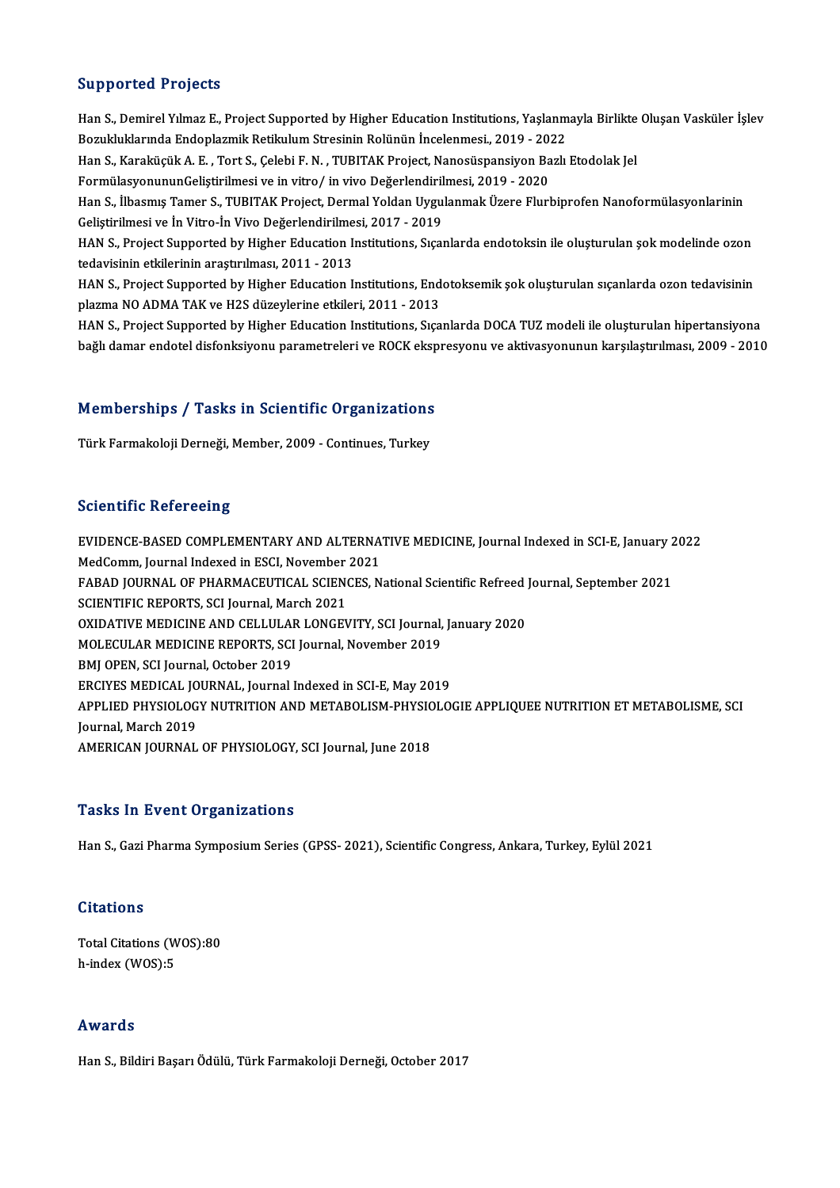## Supported Projects

Han S., Demirel Yılmaz E., Project Supported by Higher Education Institutions, Yaşlanmayla Birlikte Oluşan Vasküler İşlev Bozukluklarında Endoplazmik Retikulum Stresinin Rolünün İncelenmesi., 2019 - 2022

Han S., Karaküçük A. E. , Tort S., Çelebi F. N. , TUBITAK Project, Nanosüspansiyon Bazlı Etodolak Jel FormülasyonununGeliştirilmesi ve in vitro/ in vivo Değerlendirilmesi, 2019 - 2020

Han S., İlbasmış Tamer S., TUBITAK Project, Dermal Yoldan Uygulanmak Üzere Flurbiprofen Nanoformülasyonlarinin Geliştirilmesi ve İn Vitro-İn Vivo Değerlendirilmesi, 2017 - 2019

HAN S., Project Supported by Higher Education Institutions, Sıçanlarda endotoksin ile oluşturulan şok modelinde ozon tedavisinin etkilerinin araştırılması, 2011 - 2013

HAN S., Project Supported by Higher Education Institutions, Endotoksemik şok oluşturulan sıçanlarda ozon tedavisinin plazma NO ADMA TAK ve H2S düzeylerine etkileri, 2011 - 2013

HAN S., Project Supported by Higher Education Institutions, Sıçanlarda DOCA TUZ modeli ile oluşturulan hipertansiyona bağlı damar endotel disfonksiyonu parametreleri ve ROCK ekspresyonu ve aktivasyonunun karşılaştırılması, 2009 - 2010

## Memberships / Tasks in Scientific Organizations

Türk Farmakoloji Derneği, Member, 2009 - Continues, Turkey

## Scientific Refereeing

EVIDENCE-BASED COMPLEMENTARY AND ALTERNATIVE MEDICINE, Journal Indexed in SCI-E, January 2022

MedComm, Journal Indexed in ESCI, November 2021

FABAD JOURNAL OF PHARMACEUTICAL SCIENCES, National Scientific Refreed Journal, September 2021

SCIENTIFIC REPORTS, SCI Journal, March 2021

OXIDATIVE MEDICINE AND CELLULAR LONGEVITY, SCI Journal, January 2020

MOLECULAR MEDICINE REPORTS, SCI Journal, November 2019

BMJ OPEN, SCI Journal, October 2019

ERCIYES MEDICAL JOURNAL, Journal Indexed in SCI-E, May 2019

APPLIED PHYSIOLOGY NUTRITION AND METABOLISM-PHYSIOLOGIE APPLIQUEE NUTRITION ET METABOLISME, SCI Journal, March 2019

AMERICAN JOURNAL OF PHYSIOLOGY, SCI Journal, June 2018

## Tasks In Event Organizations

Han S., Gazi Pharma Symposium Series (GPSS- 2021), Scientific Congress, Ankara, Turkey, Eylül 2021

## Citations

Total Citations (WOS):80
h-index (WOS):5

## Awards

Han S., Bildiri Başarı Ödülü, Türk Farmakoloji Derneği, October 2017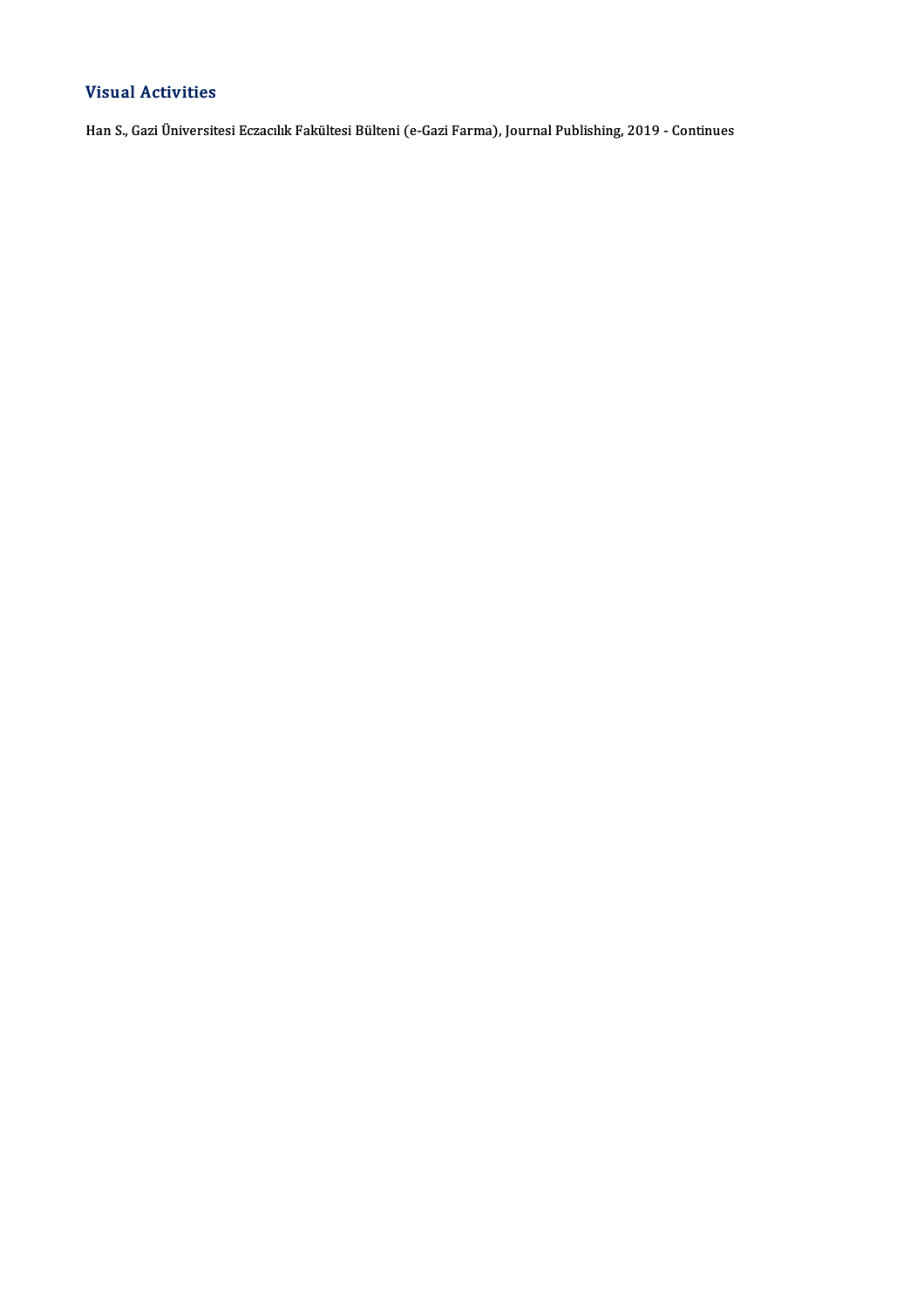## Visual Activities

Han S., Gazi Üniversitesi Eczacılık Fakültesi Bülteni (e-Gazi Farma), Journal Publishing, 2019 - Continues